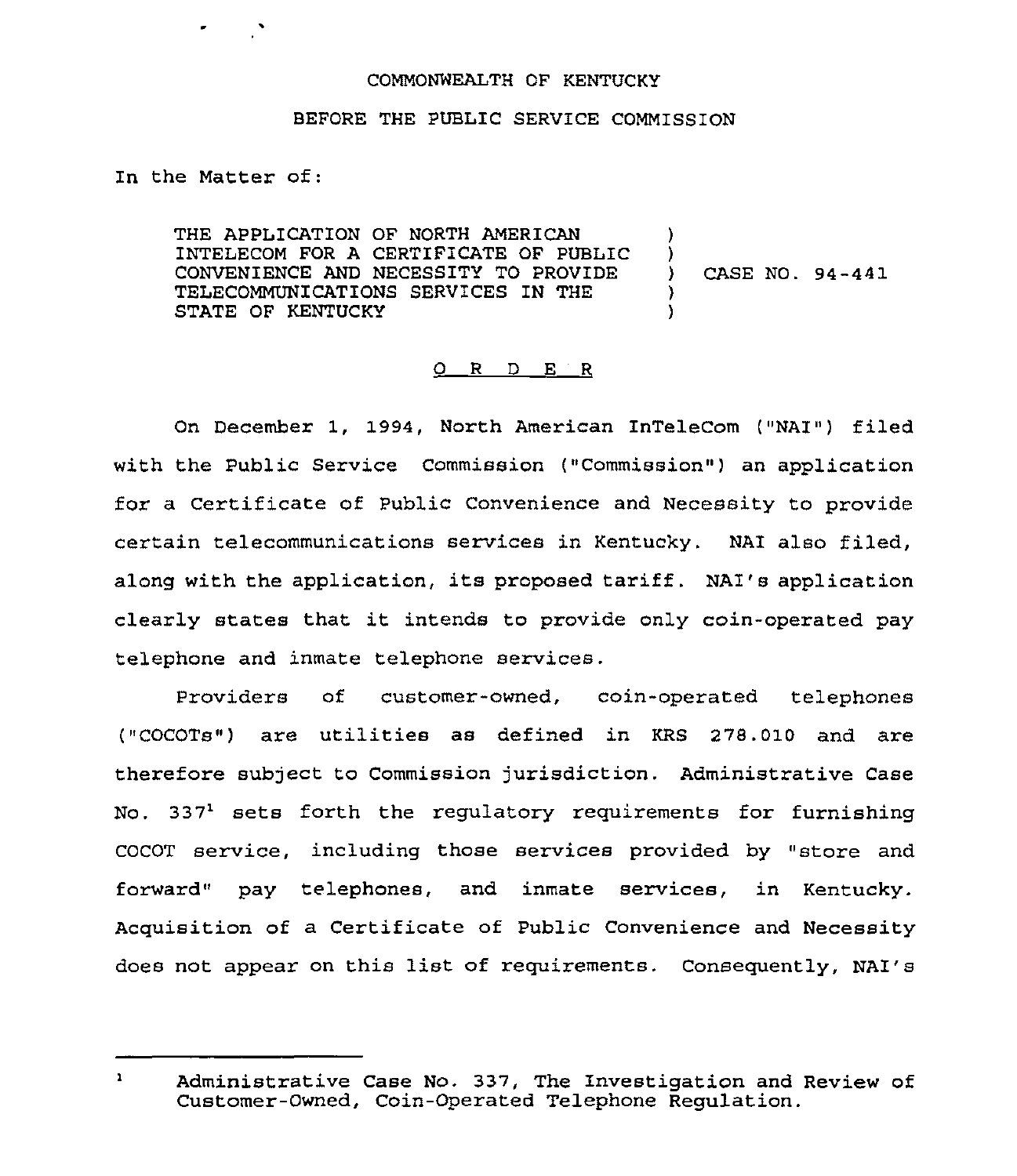COMMONWEALTH OF KENTUCKY

BEFORE THE PUBLIC SERVICE COMMISSION

In the Matter of:

THE APPLICATION OF NORTH AMERICAN INTELECOM FOR A CERTIFICATE OF PUBLIC CONVENIENCE AND NECESSITY TO PROVIDE TELECOMMUNICATIONS SERVICES IN THE STATE OF KENTUCKY ) CASE NO. 94-441

O R D E R

On December 1, 1994, North American InTeleCom ("NAI") filed with the Public Service Commission ("Commission") an application for a Certificate of Public Convenience and Necessity to provide certain telecommunications services in Kentucky. NAI also filed, along with the application, its proposed tariff. NAI's application clearly states that it intends to provide only coin-operated pay telephone and inmate telephone services.

Providers of customer-owned, coin-operated telephones ("COCOTs") are utilities as defined in KRS 278.010 and are therefore subject to Commission jurisdiction. Administrative Case No. 337[1] sets forth the regulatory requirements for furnishing COCOT service, including those services provided by "store and forward" pay telephones, and inmate services, in Kentucky. Acquisition of a Certificate of Public Convenience and Necessity does not appear on this list of requirements. Consequently, NAI's

---

[1] Administrative Case No. 337, The Investigation and Review of Customer-Owned, Coin-Operated Telephone Regulation.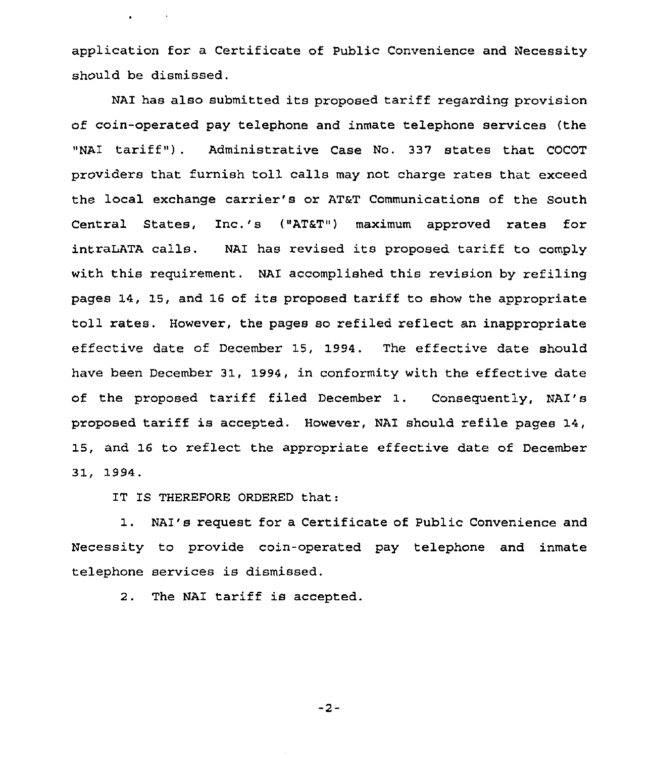application for a Certificate of Public Convenience and Necessity should be dismissed.

NAI has also submitted its proposed tariff regarding provision of coin-operated pay telephone and inmate telephone services (the "NAI tariff"). Administrative Case No. 337 states that COCOT providers that furnish toll calls may not charge rates that exceed the local exchange carrier's or AT&T Communications of the South Central States, Inc.'s ("AT&T") maximum approved rates for intraLATA calls. NAI has revised its proposed tariff to comply with this requirement. NAI accomplished this revision by refiling pages 14, 15, and 16 of its proposed tariff to show the appropriate toll rates. However, the pages so refiled reflect an inappropriate effective date of December 15, 1994. The effective date should have been December 31, 1994, in conformity with the effective date of the proposed tariff filed December 1. Consequently, NAI's proposed tariff is accepted. However, NAI should refile pages 14, 15, and 16 to reflect the appropriate effective date of December 31, 1994.

IT IS THEREFORE ORDERED that:

1. NAI's request for a Certificate of Public Convenience and Necessity to provide coin-operated pay telephone and inmate telephone services is dismissed.

2. The NAI tariff is accepted.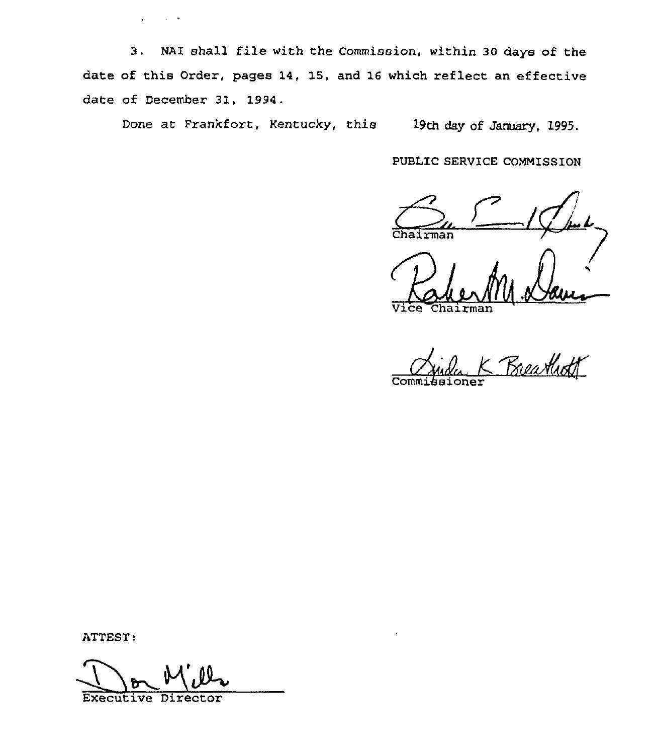3. NAI shall file with the Commission, within 30 days of the date of this Order, pages 14, 15, and 16 which reflect an effective date of December 31, 1994.

Done at Frankfort, Kentucky, this 19th day of January, 1995.

PUBLIC SERVICE COMMISSION

Chairman

Vice Chairman

Commissioner

ATTEST:

Executive Director